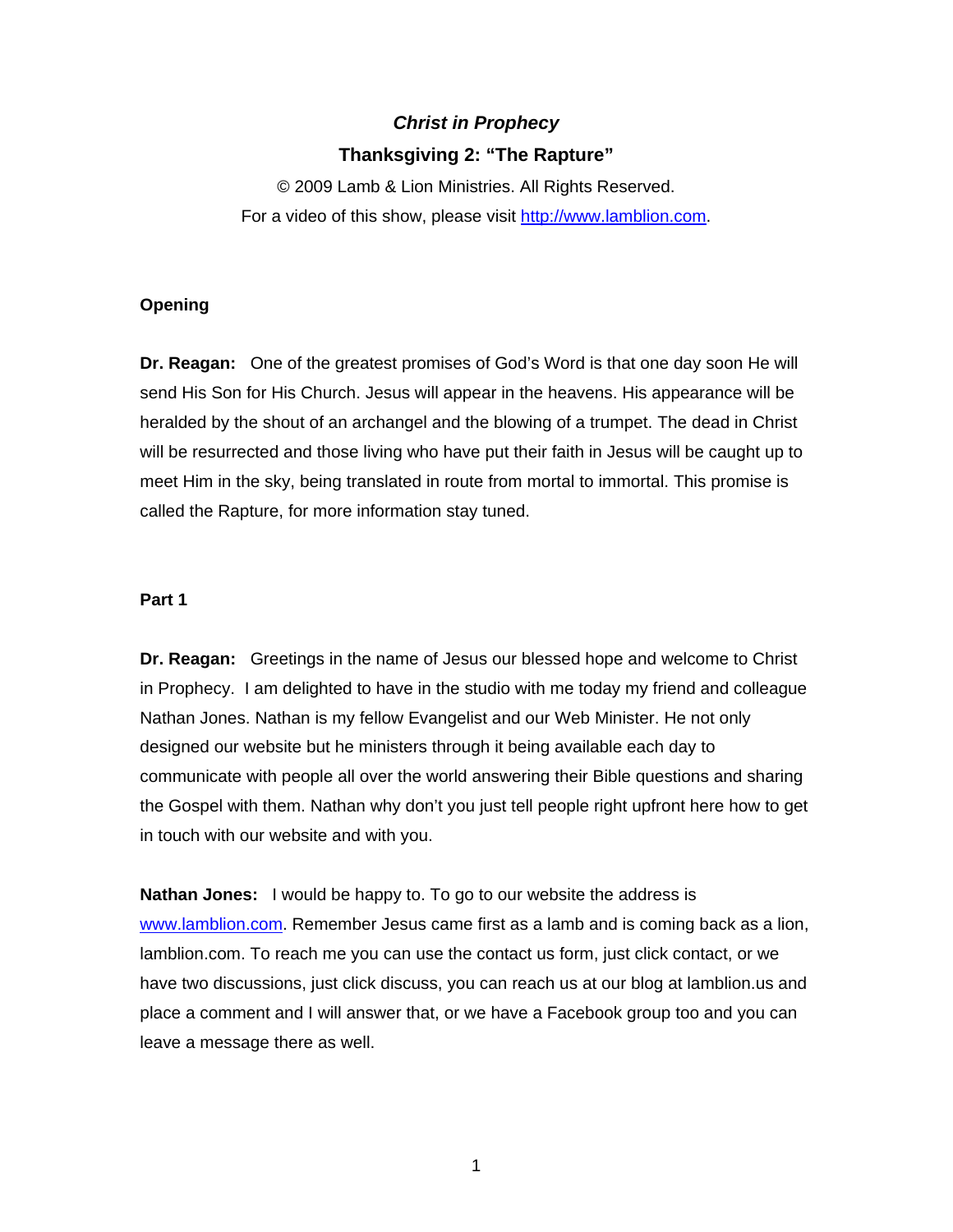# *Christ in Prophecy*

## Thanksgiving 2: "The Rapture"

© 2009 Lamb & Lion Ministries. All Rights Reserved.

For a video of this show, please visit http://www.lamblion.com.

**Opening**

**Dr. Reagan:** One of the greatest promises of God's Word is that one day soon He will send His Son for His Church. Jesus will appear in the heavens. His appearance will be heralded by the shout of an archangel and the blowing of a trumpet. The dead in Christ will be resurrected and those living who have put their faith in Jesus will be caught up to meet Him in the sky, being translated in route from mortal to immortal. This promise is called the Rapture, for more information stay tuned.

**Part 1**

**Dr. Reagan:** Greetings in the name of Jesus our blessed hope and welcome to Christ in Prophecy. I am delighted to have in the studio with me today my friend and colleague Nathan Jones. Nathan is my fellow Evangelist and our Web Minister. He not only designed our website but he ministers through it being available each day to communicate with people all over the world answering their Bible questions and sharing the Gospel with them. Nathan why don't you just tell people right upfront here how to get in touch with our website and with you.

**Nathan Jones:** I would be happy to. To go to our website the address is www.lamblion.com. Remember Jesus came first as a lamb and is coming back as a lion, lamblion.com. To reach me you can use the contact us form, just click contact, or we have two discussions, just click discuss, you can reach us at our blog at lamblion.us and place a comment and I will answer that, or we have a Facebook group too and you can leave a message there as well.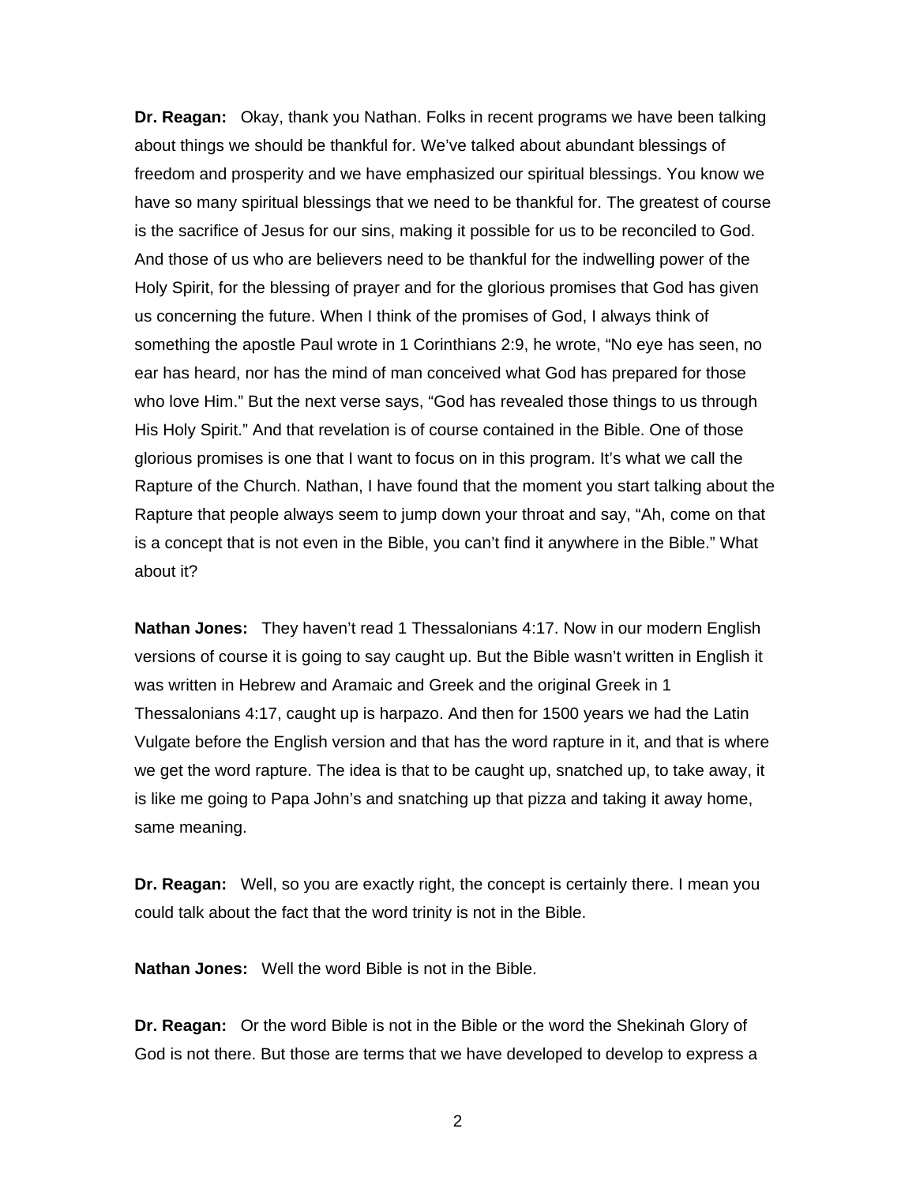**Dr. Reagan:** Okay, thank you Nathan. Folks in recent programs we have been talking about things we should be thankful for. We've talked about abundant blessings of freedom and prosperity and we have emphasized our spiritual blessings. You know we have so many spiritual blessings that we need to be thankful for. The greatest of course is the sacrifice of Jesus for our sins, making it possible for us to be reconciled to God. And those of us who are believers need to be thankful for the indwelling power of the Holy Spirit, for the blessing of prayer and for the glorious promises that God has given us concerning the future. When I think of the promises of God, I always think of something the apostle Paul wrote in 1 Corinthians 2:9, he wrote, "No eye has seen, no ear has heard, nor has the mind of man conceived what God has prepared for those who love Him." But the next verse says, "God has revealed those things to us through His Holy Spirit." And that revelation is of course contained in the Bible. One of those glorious promises is one that I want to focus on in this program. It's what we call the Rapture of the Church. Nathan, I have found that the moment you start talking about the Rapture that people always seem to jump down your throat and say, "Ah, come on that is a concept that is not even in the Bible, you can't find it anywhere in the Bible." What about it?

**Nathan Jones:** They haven't read 1 Thessalonians 4:17. Now in our modern English versions of course it is going to say caught up. But the Bible wasn't written in English it was written in Hebrew and Aramaic and Greek and the original Greek in 1 Thessalonians 4:17, caught up is harpazo. And then for 1500 years we had the Latin Vulgate before the English version and that has the word rapture in it, and that is where we get the word rapture. The idea is that to be caught up, snatched up, to take away, it is like me going to Papa John's and snatching up that pizza and taking it away home, same meaning.

**Dr. Reagan:** Well, so you are exactly right, the concept is certainly there. I mean you could talk about the fact that the word trinity is not in the Bible.

**Nathan Jones:** Well the word Bible is not in the Bible.

**Dr. Reagan:** Or the word Bible is not in the Bible or the word the Shekinah Glory of God is not there. But those are terms that we have developed to develop to express a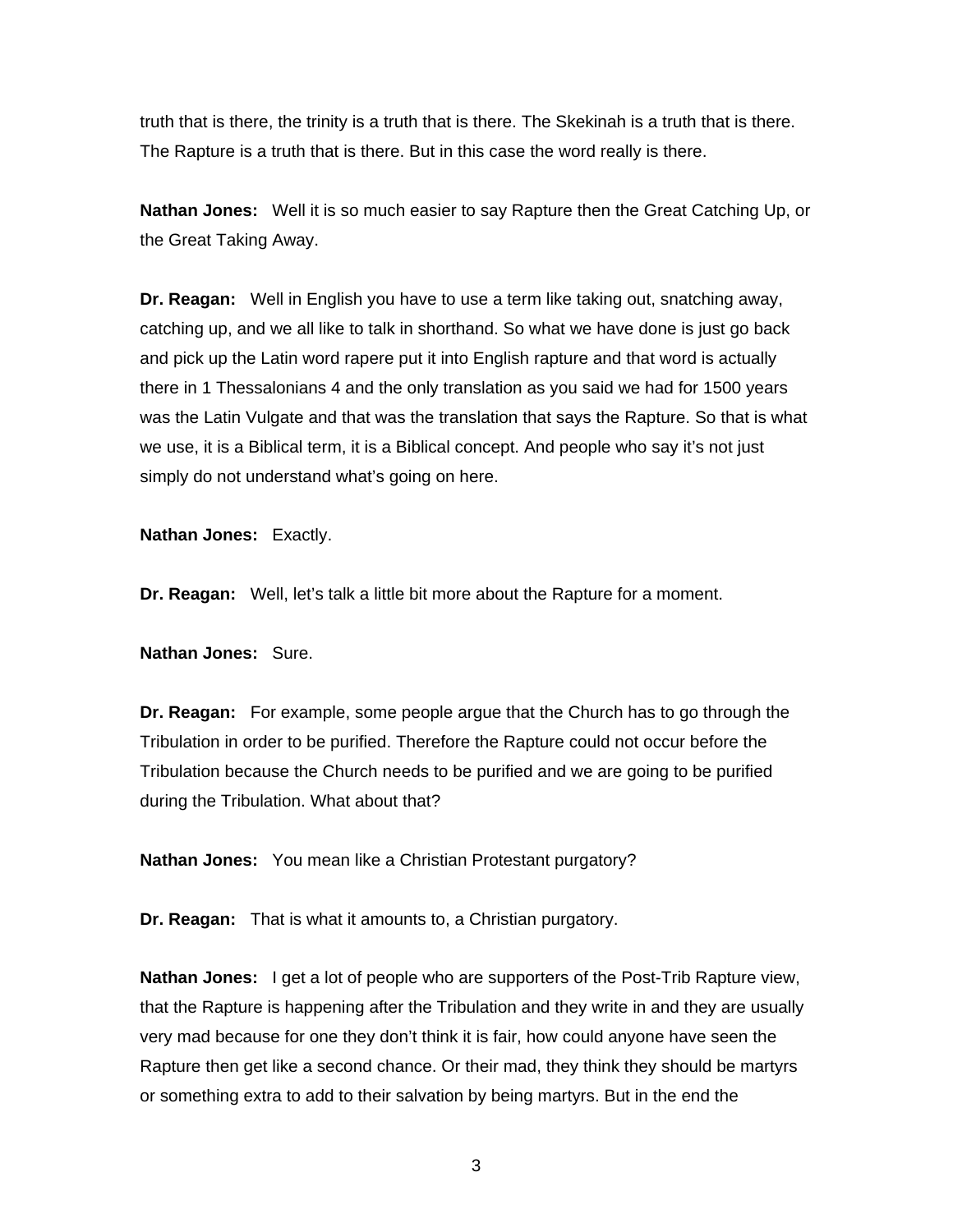truth that is there, the trinity is a truth that is there. The Skekinah is a truth that is there. The Rapture is a truth that is there. But in this case the word really is there.

**Nathan Jones:** Well it is so much easier to say Rapture then the Great Catching Up, or the Great Taking Away.

**Dr. Reagan:** Well in English you have to use a term like taking out, snatching away, catching up, and we all like to talk in shorthand. So what we have done is just go back and pick up the Latin word rapere put it into English rapture and that word is actually there in 1 Thessalonians 4 and the only translation as you said we had for 1500 years was the Latin Vulgate and that was the translation that says the Rapture. So that is what we use, it is a Biblical term, it is a Biblical concept. And people who say it's not just simply do not understand what's going on here.

**Nathan Jones:** Exactly.

**Dr. Reagan:** Well, let's talk a little bit more about the Rapture for a moment.

**Nathan Jones:** Sure.

**Dr. Reagan:** For example, some people argue that the Church has to go through the Tribulation in order to be purified. Therefore the Rapture could not occur before the Tribulation because the Church needs to be purified and we are going to be purified during the Tribulation. What about that?

**Nathan Jones:** You mean like a Christian Protestant purgatory?

**Dr. Reagan:** That is what it amounts to, a Christian purgatory.

**Nathan Jones:** I get a lot of people who are supporters of the Post-Trib Rapture view, that the Rapture is happening after the Tribulation and they write in and they are usually very mad because for one they don't think it is fair, how could anyone have seen the Rapture then get like a second chance. Or their mad, they think they should be martyrs or something extra to add to their salvation by being martyrs. But in the end the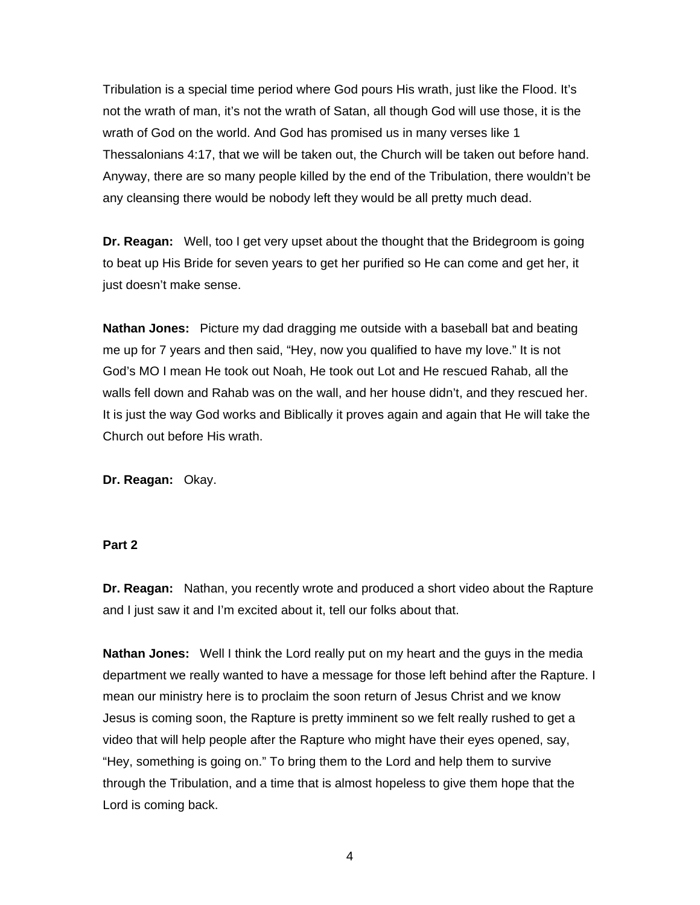Tribulation is a special time period where God pours His wrath, just like the Flood. It's not the wrath of man, it's not the wrath of Satan, all though God will use those, it is the wrath of God on the world. And God has promised us in many verses like 1 Thessalonians 4:17, that we will be taken out, the Church will be taken out before hand. Anyway, there are so many people killed by the end of the Tribulation, there wouldn't be any cleansing there would be nobody left they would be all pretty much dead.

**Dr. Reagan:** Well, too I get very upset about the thought that the Bridegroom is going to beat up His Bride for seven years to get her purified so He can come and get her, it just doesn't make sense.

**Nathan Jones:** Picture my dad dragging me outside with a baseball bat and beating me up for 7 years and then said, "Hey, now you qualified to have my love." It is not God's MO I mean He took out Noah, He took out Lot and He rescued Rahab, all the walls fell down and Rahab was on the wall, and her house didn't, and they rescued her. It is just the way God works and Biblically it proves again and again that He will take the Church out before His wrath.

**Dr. Reagan:** Okay.

**Part 2**

**Dr. Reagan:** Nathan, you recently wrote and produced a short video about the Rapture and I just saw it and I'm excited about it, tell our folks about that.

**Nathan Jones:** Well I think the Lord really put on my heart and the guys in the media department we really wanted to have a message for those left behind after the Rapture. I mean our ministry here is to proclaim the soon return of Jesus Christ and we know Jesus is coming soon, the Rapture is pretty imminent so we felt really rushed to get a video that will help people after the Rapture who might have their eyes opened, say, "Hey, something is going on." To bring them to the Lord and help them to survive through the Tribulation, and a time that is almost hopeless to give them hope that the Lord is coming back.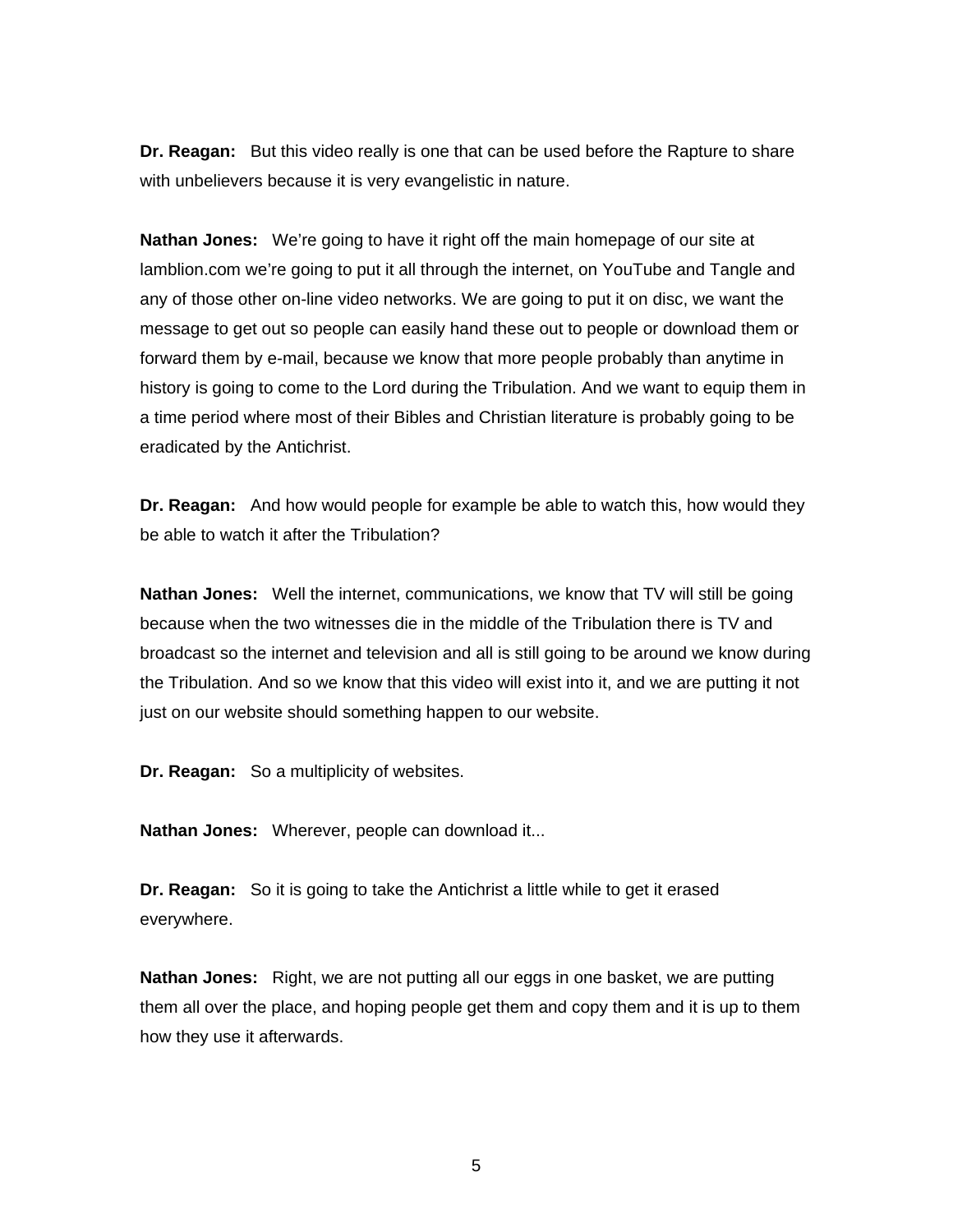**Dr. Reagan:** But this video really is one that can be used before the Rapture to share with unbelievers because it is very evangelistic in nature.

**Nathan Jones:** We're going to have it right off the main homepage of our site at lamblion.com we're going to put it all through the internet, on YouTube and Tangle and any of those other on-line video networks. We are going to put it on disc, we want the message to get out so people can easily hand these out to people or download them or forward them by e-mail, because we know that more people probably than anytime in history is going to come to the Lord during the Tribulation. And we want to equip them in a time period where most of their Bibles and Christian literature is probably going to be eradicated by the Antichrist.

**Dr. Reagan:** And how would people for example be able to watch this, how would they be able to watch it after the Tribulation?

**Nathan Jones:** Well the internet, communications, we know that TV will still be going because when the two witnesses die in the middle of the Tribulation there is TV and broadcast so the internet and television and all is still going to be around we know during the Tribulation. And so we know that this video will exist into it, and we are putting it not just on our website should something happen to our website.

**Dr. Reagan:** So a multiplicity of websites.

**Nathan Jones:** Wherever, people can download it...

**Dr. Reagan:** So it is going to take the Antichrist a little while to get it erased everywhere.

**Nathan Jones:** Right, we are not putting all our eggs in one basket, we are putting them all over the place, and hoping people get them and copy them and it is up to them how they use it afterwards.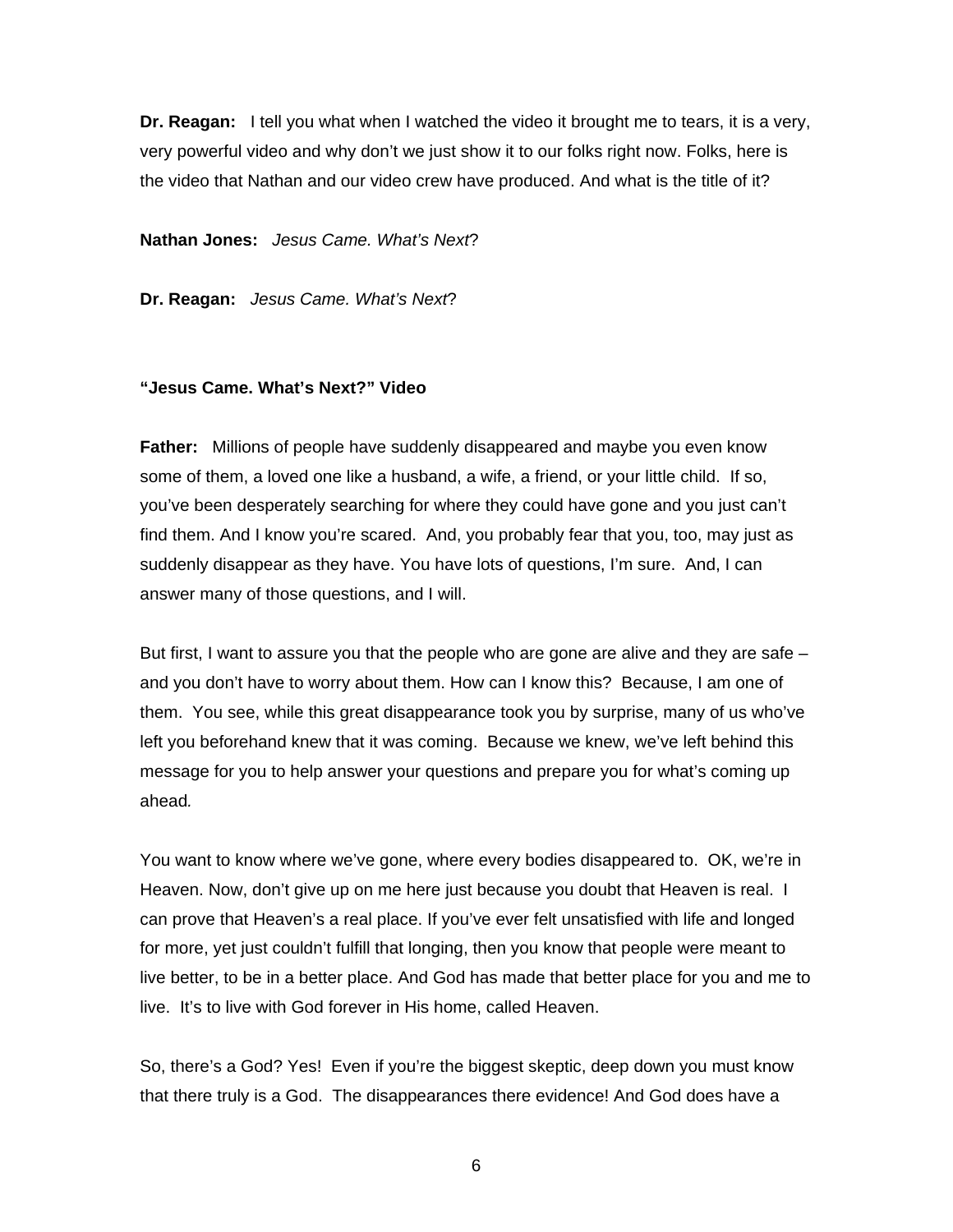**Dr. Reagan:** I tell you what when I watched the video it brought me to tears, it is a very, very powerful video and why don't we just show it to our folks right now. Folks, here is the video that Nathan and our video crew have produced. And what is the title of it?

**Nathan Jones:** *Jesus Came. What's Next*?

**Dr. Reagan:** *Jesus Came. What's Next*?

**"Jesus Came. What's Next?" Video**

**Father:** Millions of people have suddenly disappeared and maybe you even know some of them, a loved one like a husband, a wife, a friend, or your little child. If so, you've been desperately searching for where they could have gone and you just can't find them. And I know you're scared. And, you probably fear that you, too, may just as suddenly disappear as they have. You have lots of questions, I'm sure. And, I can answer many of those questions, and I will.

But first, I want to assure you that the people who are gone are alive and they are safe – and you don't have to worry about them. How can I know this? Because, I am one of them. You see, while this great disappearance took you by surprise, many of us who've left you beforehand knew that it was coming. Because we knew, we've left behind this message for you to help answer your questions and prepare you for what's coming up ahead*.*

You want to know where we've gone, where every bodies disappeared to. OK, we're in Heaven. Now, don't give up on me here just because you doubt that Heaven is real. I can prove that Heaven's a real place. If you've ever felt unsatisfied with life and longed for more, yet just couldn't fulfill that longing, then you know that people were meant to live better, to be in a better place. And God has made that better place for you and me to live. It's to live with God forever in His home, called Heaven.

So, there's a God? Yes! Even if you're the biggest skeptic, deep down you must know that there truly is a God. The disappearances there evidence! And God does have a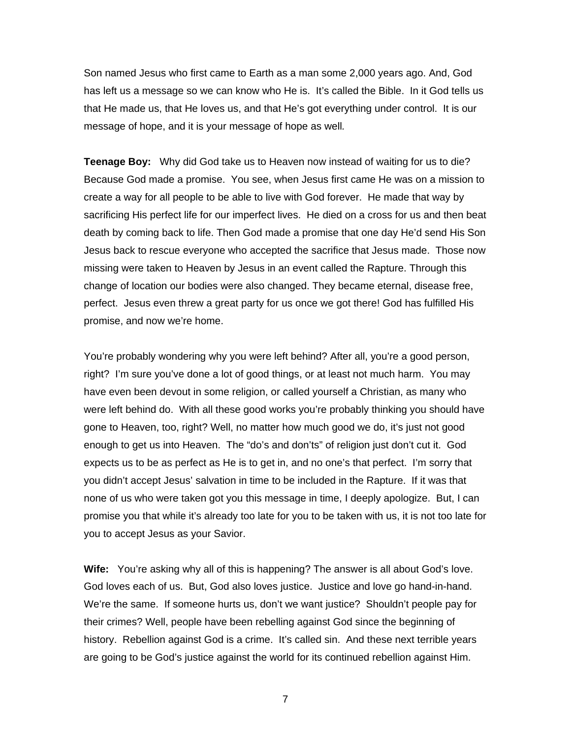Son named Jesus who first came to Earth as a man some 2,000 years ago. And, God has left us a message so we can know who He is.  It's called the Bible.  In it God tells us that He made us, that He loves us, and that He's got everything under control.  It is our message of hope, and it is your message of hope as well.

**Teenage Boy:** Why did God take us to Heaven now instead of waiting for us to die? Because God made a promise.  You see, when Jesus first came He was on a mission to create a way for all people to be able to live with God forever.  He made that way by sacrificing His perfect life for our imperfect lives.  He died on a cross for us and then beat death by coming back to life. Then God made a promise that one day He'd send His Son Jesus back to rescue everyone who accepted the sacrifice that Jesus made.  Those now missing were taken to Heaven by Jesus in an event called the Rapture. Through this change of location our bodies were also changed. They became eternal, disease free, perfect.  Jesus even threw a great party for us once we got there! God has fulfilled His promise, and now we're home.

You're probably wondering why you were left behind? After all, you're a good person, right?  I'm sure you've done a lot of good things, or at least not much harm.  You may have even been devout in some religion, or called yourself a Christian, as many who were left behind do.  With all these good works you're probably thinking you should have gone to Heaven, too, right? Well, no matter how much good we do, it's just not good enough to get us into Heaven.  The "do's and don'ts" of religion just don't cut it.  God expects us to be as perfect as He is to get in, and no one's that perfect.  I'm sorry that you didn't accept Jesus' salvation in time to be included in the Rapture.  If it was that none of us who were taken got you this message in time, I deeply apologize.  But, I can promise you that while it's already too late for you to be taken with us, it is not too late for you to accept Jesus as your Savior.

**Wife:** You're asking why all of this is happening? The answer is all about God's love. God loves each of us.  But, God also loves justice.  Justice and love go hand-in-hand. We're the same.  If someone hurts us, don't we want justice?  Shouldn't people pay for their crimes? Well, people have been rebelling against God since the beginning of history.  Rebellion against God is a crime.  It's called sin.  And these next terrible years are going to be God's justice against the world for its continued rebellion against Him.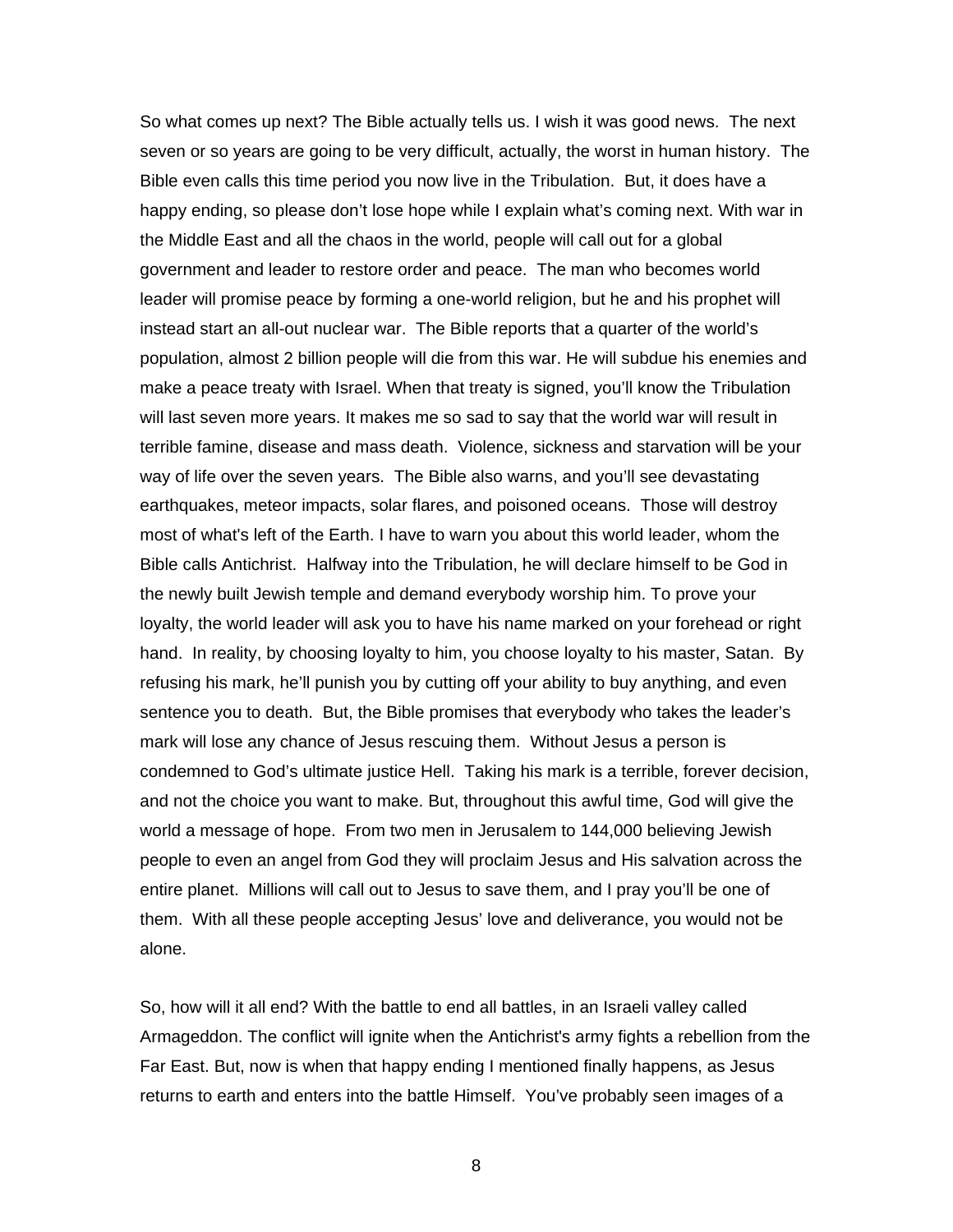So what comes up next? The Bible actually tells us. I wish it was good news. The next seven or so years are going to be very difficult, actually, the worst in human history. The Bible even calls this time period you now live in the Tribulation. But, it does have a happy ending, so please don't lose hope while I explain what's coming next. With war in the Middle East and all the chaos in the world, people will call out for a global government and leader to restore order and peace. The man who becomes world leader will promise peace by forming a one-world religion, but he and his prophet will instead start an all-out nuclear war. The Bible reports that a quarter of the world's population, almost 2 billion people will die from this war. He will subdue his enemies and make a peace treaty with Israel. When that treaty is signed, you'll know the Tribulation will last seven more years. It makes me so sad to say that the world war will result in terrible famine, disease and mass death. Violence, sickness and starvation will be your way of life over the seven years. The Bible also warns, and you'll see devastating earthquakes, meteor impacts, solar flares, and poisoned oceans. Those will destroy most of what's left of the Earth. I have to warn you about this world leader, whom the Bible calls Antichrist. Halfway into the Tribulation, he will declare himself to be God in the newly built Jewish temple and demand everybody worship him. To prove your loyalty, the world leader will ask you to have his name marked on your forehead or right hand. In reality, by choosing loyalty to him, you choose loyalty to his master, Satan. By refusing his mark, he'll punish you by cutting off your ability to buy anything, and even sentence you to death. But, the Bible promises that everybody who takes the leader's mark will lose any chance of Jesus rescuing them. Without Jesus a person is condemned to God's ultimate justice Hell. Taking his mark is a terrible, forever decision, and not the choice you want to make. But, throughout this awful time, God will give the world a message of hope. From two men in Jerusalem to 144,000 believing Jewish people to even an angel from God they will proclaim Jesus and His salvation across the entire planet. Millions will call out to Jesus to save them, and I pray you'll be one of them. With all these people accepting Jesus' love and deliverance, you would not be alone.

So, how will it all end? With the battle to end all battles, in an Israeli valley called Armageddon. The conflict will ignite when the Antichrist's army fights a rebellion from the Far East. But, now is when that happy ending I mentioned finally happens, as Jesus returns to earth and enters into the battle Himself. You've probably seen images of a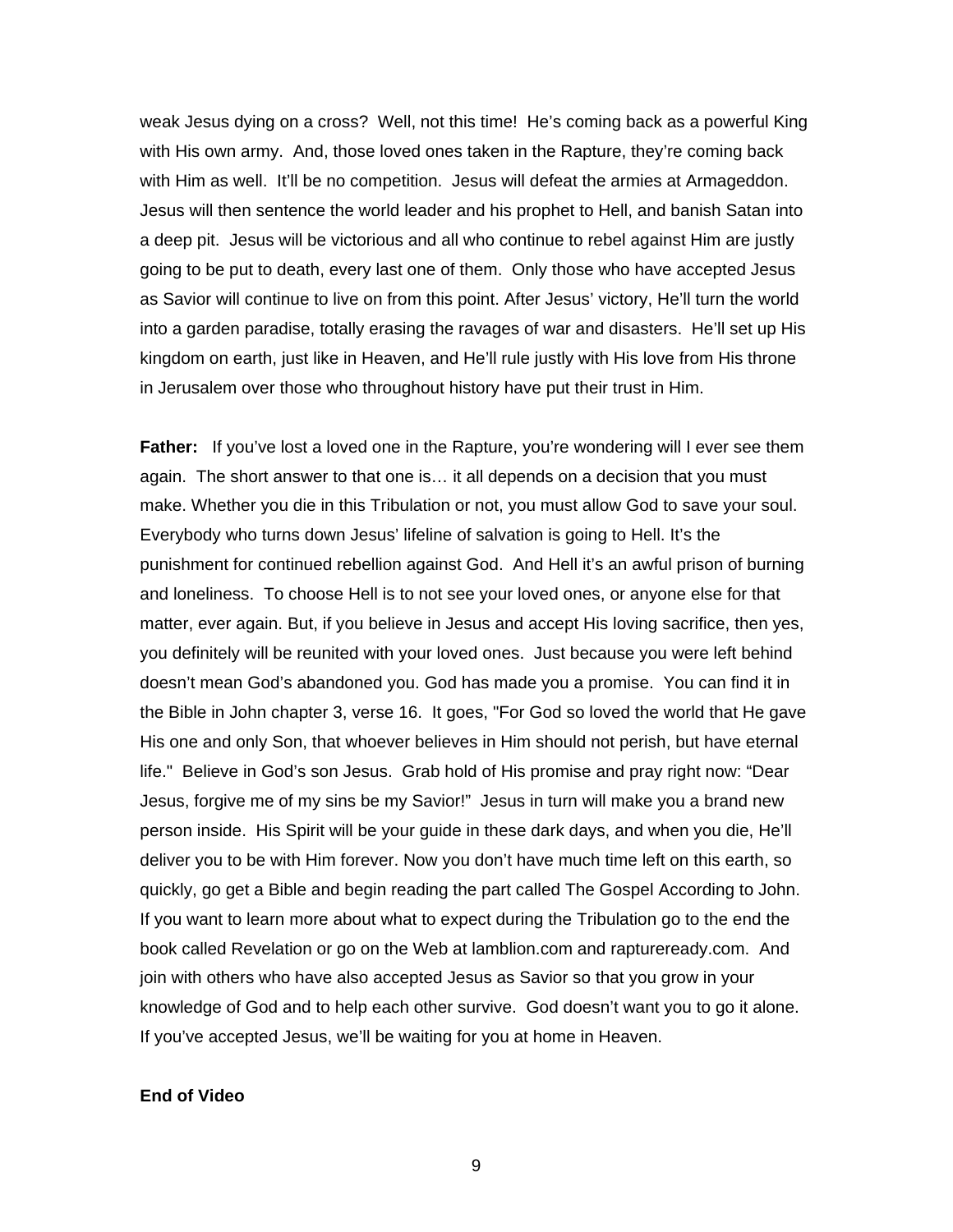weak Jesus dying on a cross? Well, not this time! He's coming back as a powerful King with His own army. And, those loved ones taken in the Rapture, they're coming back with Him as well. It'll be no competition. Jesus will defeat the armies at Armageddon. Jesus will then sentence the world leader and his prophet to Hell, and banish Satan into a deep pit. Jesus will be victorious and all who continue to rebel against Him are justly going to be put to death, every last one of them. Only those who have accepted Jesus as Savior will continue to live on from this point. After Jesus' victory, He'll turn the world into a garden paradise, totally erasing the ravages of war and disasters. He'll set up His kingdom on earth, just like in Heaven, and He'll rule justly with His love from His throne in Jerusalem over those who throughout history have put their trust in Him.

**Father:** If you've lost a loved one in the Rapture, you're wondering will I ever see them again. The short answer to that one is… it all depends on a decision that you must make. Whether you die in this Tribulation or not, you must allow God to save your soul. Everybody who turns down Jesus' lifeline of salvation is going to Hell. It's the punishment for continued rebellion against God. And Hell it's an awful prison of burning and loneliness. To choose Hell is to not see your loved ones, or anyone else for that matter, ever again. But, if you believe in Jesus and accept His loving sacrifice, then yes, you definitely will be reunited with your loved ones. Just because you were left behind doesn't mean God's abandoned you. God has made you a promise. You can find it in the Bible in John chapter 3, verse 16. It goes, "For God so loved the world that He gave His one and only Son, that whoever believes in Him should not perish, but have eternal life." Believe in God's son Jesus. Grab hold of His promise and pray right now: "Dear Jesus, forgive me of my sins be my Savior!" Jesus in turn will make you a brand new person inside. His Spirit will be your guide in these dark days, and when you die, He'll deliver you to be with Him forever. Now you don't have much time left on this earth, so quickly, go get a Bible and begin reading the part called The Gospel According to John. If you want to learn more about what to expect during the Tribulation go to the end the book called Revelation or go on the Web at lamblion.com and raptureready.com. And join with others who have also accepted Jesus as Savior so that you grow in your knowledge of God and to help each other survive. God doesn't want you to go it alone. If you've accepted Jesus, we'll be waiting for you at home in Heaven.

**End of Video**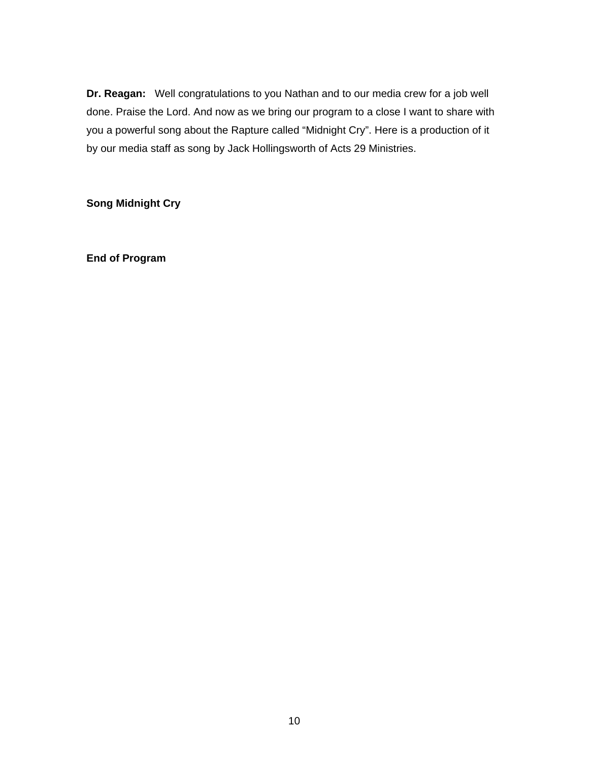**Dr. Reagan:** Well congratulations to you Nathan and to our media crew for a job well done. Praise the Lord. And now as we bring our program to a close I want to share with you a powerful song about the Rapture called “Midnight Cry”. Here is a production of it by our media staff as song by Jack Hollingsworth of Acts 29 Ministries.

**Song Midnight Cry**

**End of Program**